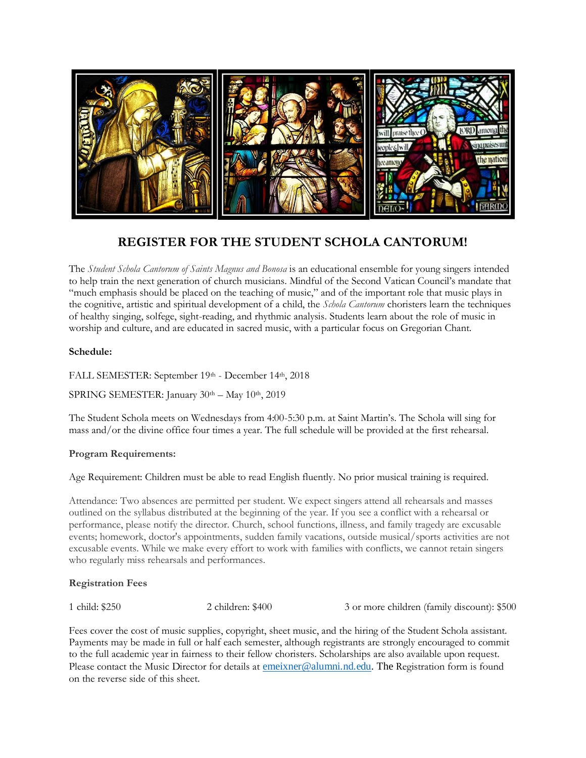## REGISTER FOR THE STUDENT SCHOLA CANTORUM!

The *Student Schola Cantorum of Saints Magnus and Bonosa* is an educational ensemble for young singers intended to help train the next generation of church musicians. Mindful of the Second Vatican Council's mandate that "much emphasis should be placed on the teaching of music," and of the important role that music plays in the cognitive, artistic and spiritual development of a child, the *Schola Cantorum* choristers learn the techniques of healthy singing, solfege, sight-reading, and rhythmic analysis. Students learn about the role of music in worship and culture, and are educated in sacred music, with a particular focus on Gregorian Chant.

**Schedule:**

FALL SEMESTER: September 19th - December 14th, 2018

SPRING SEMESTER: January 30th – May 10th, 2019

The Student Schola meets on Wednesdays from 4:00-5:30 p.m. at Saint Martin's. The Schola will sing for mass and/or the divine office four times a year. The full schedule will be provided at the first rehearsal.

**Program Requirements:**

Age Requirement: Children must be able to read English fluently. No prior musical training is required.

Attendance: Two absences are permitted per student. We expect singers attend all rehearsals and masses outlined on the syllabus distributed at the beginning of the year. If you see a conflict with a rehearsal or performance, please notify the director. Church, school functions, illness, and family tragedy are excusable events; homework, doctor's appointments, sudden family vacations, outside musical/sports activities are not excusable events. While we make every effort to work with families with conflicts, we cannot retain singers who regularly miss rehearsals and performances.

**Registration Fees**

1 child: $250 | 2 children: $400 | 3 or more children (family discount): $500

Fees cover the cost of music supplies, copyright, sheet music, and the hiring of the Student Schola assistant. Payments may be made in full or half each semester, although registrants are strongly encouraged to commit to the full academic year in fairness to their fellow choristers. Scholarships are also available upon request. Please contact the Music Director for details at emeixner@alumni.nd.edu. The Registration form is found on the reverse side of this sheet.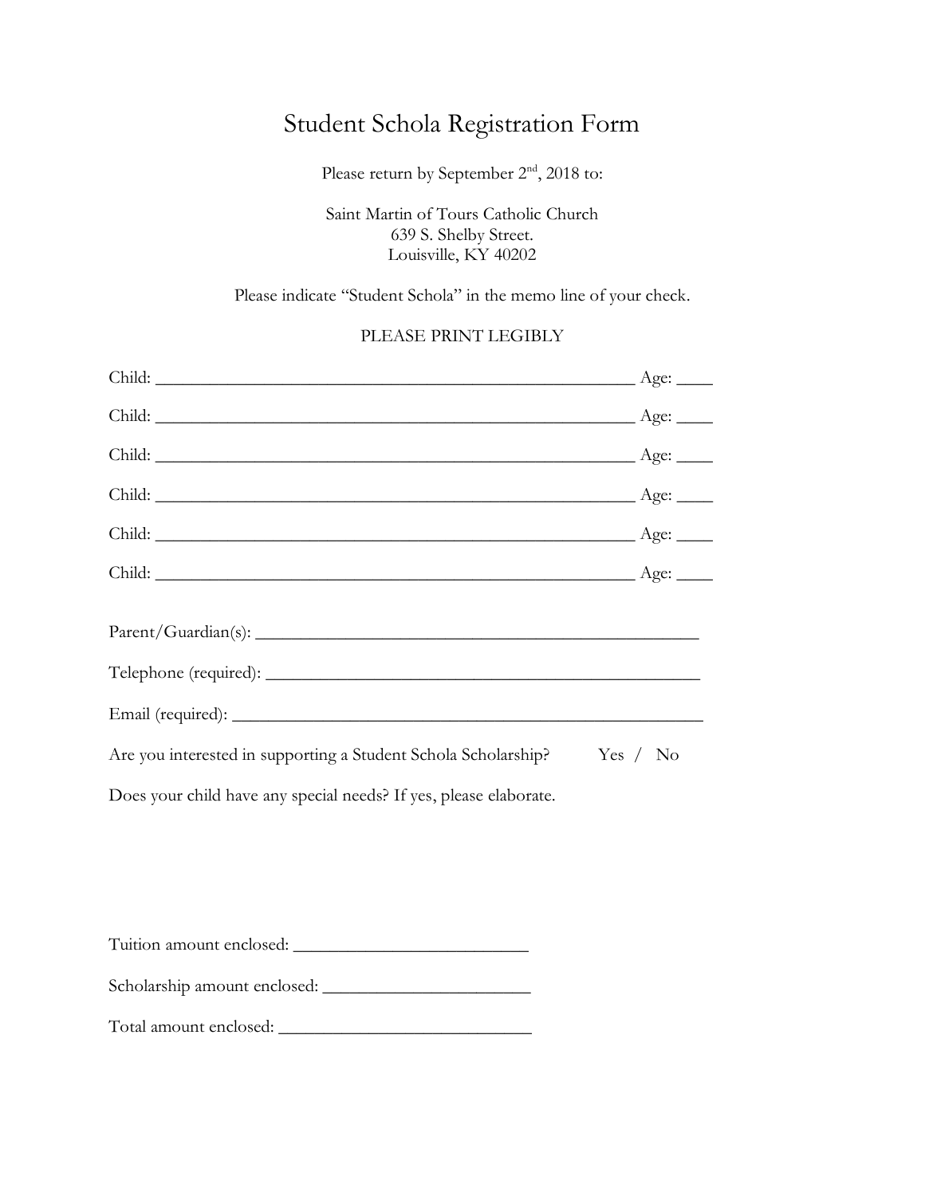# Student Schola Registration Form

Please return by September 2nd, 2018 to:

Saint Martin of Tours Catholic Church
639 S. Shelby Street.
Louisville, KY 40202

Please indicate "Student Schola" in the memo line of your check.

PLEASE PRINT LEGIBLY

Child: _______________________________________________ Age: ____

Child: _______________________________________________ Age: ____

Child: _______________________________________________ Age: ____

Child: _______________________________________________ Age: ____

Child: _______________________________________________ Age: ____

Child: _______________________________________________ Age: ____

Parent/Guardian(s): __________________________________________

Telephone (required): ________________________________________

Email (required): ____________________________________________

Are you interested in supporting a Student Schola Scholarship? Yes / No

Does your child have any special needs? If yes, please elaborate.

Tuition amount enclosed: ____________________

Scholarship amount enclosed: __________________

Total amount enclosed: ______________________